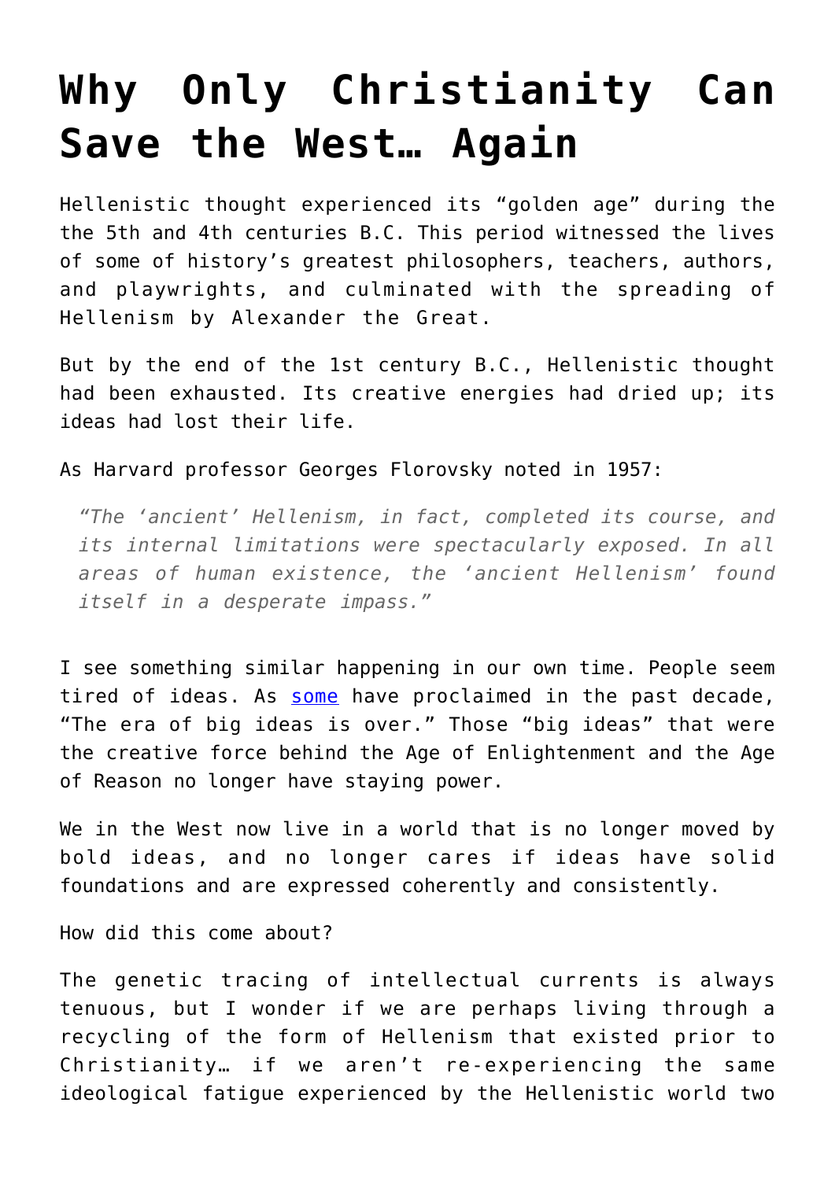# Why Only Christianity Can Save the West… Again

Hellenistic thought experienced its "golden age" during the the 5th and 4th centuries B.C. This period witnessed the lives of some of history's greatest philosophers, teachers, authors, and playwrights, and culminated with the spreading of Hellenism by Alexander the Great.

But by the end of the 1st century B.C., Hellenistic thought had been exhausted. Its creative energies had dried up; its ideas had lost their life.

As Harvard professor Georges Florovsky noted in 1957:

> *"The 'ancient' Hellenism, in fact, completed its course, and its internal limitations were spectacularly exposed. In all areas of human existence, the 'ancient Hellenism' found itself in a desperate impass."*

I see something similar happening in our own time. People seem tired of ideas. As [some]() have proclaimed in the past decade, "The era of big ideas is over." Those "big ideas" that were the creative force behind the Age of Enlightenment and the Age of Reason no longer have staying power.

We in the West now live in a world that is no longer moved by bold ideas, and no longer cares if ideas have solid foundations and are expressed coherently and consistently.

How did this come about?

The genetic tracing of intellectual currents is always tenuous, but I wonder if we are perhaps living through a recycling of the form of Hellenism that existed prior to Christianity… if we aren't re-experiencing the same ideological fatigue experienced by the Hellenistic world two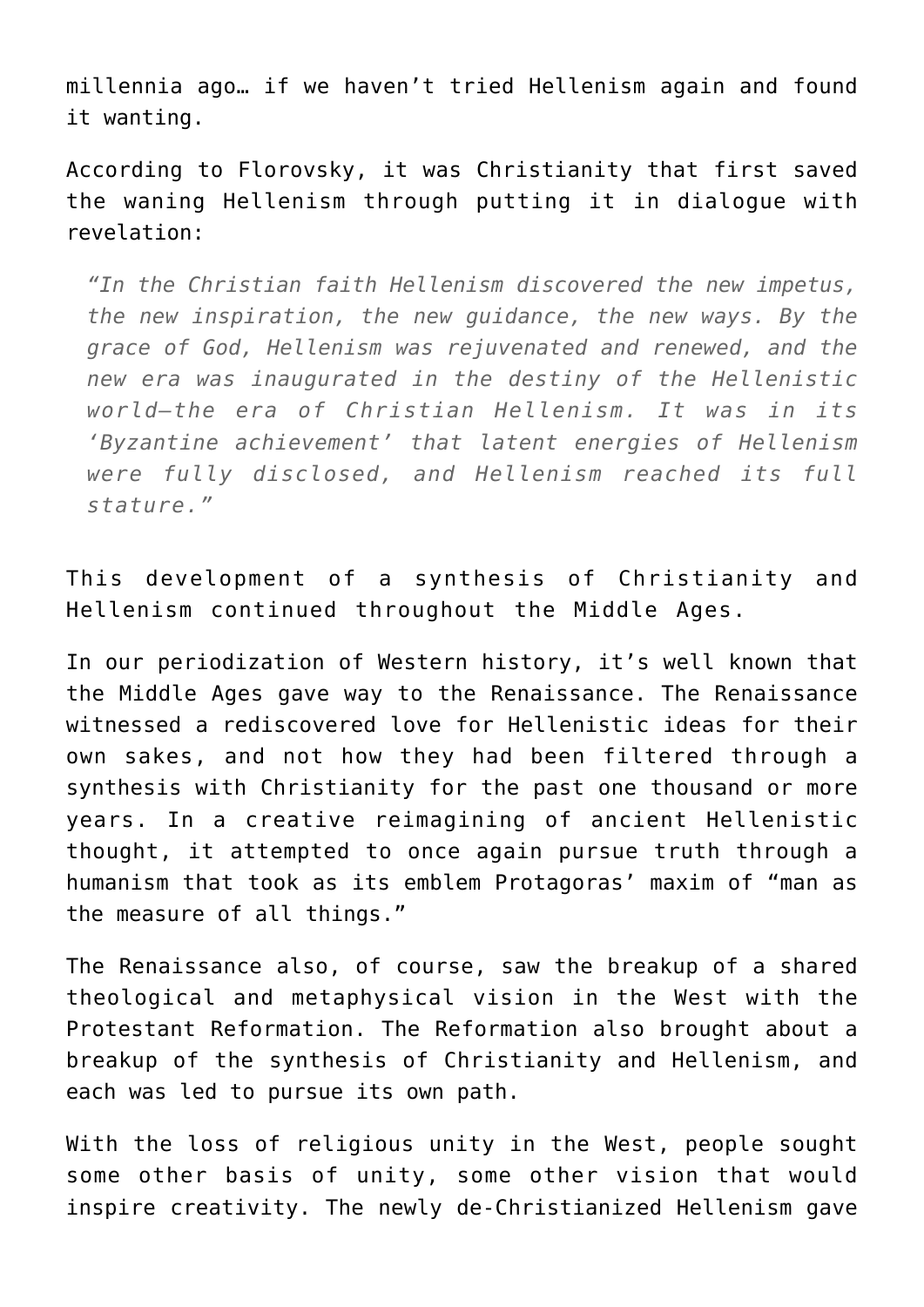millennia ago… if we haven't tried Hellenism again and found it wanting.

According to Florovsky, it was Christianity that first saved the waning Hellenism through putting it in dialogue with revelation:

> *"In the Christian faith Hellenism discovered the new impetus, the new inspiration, the new guidance, the new ways. By the grace of God, Hellenism was rejuvenated and renewed, and the new era was inaugurated in the destiny of the Hellenistic world—the era of Christian Hellenism. It was in its 'Byzantine achievement' that latent energies of Hellenism were fully disclosed, and Hellenism reached its full stature."*

This development of a synthesis of Christianity and Hellenism continued throughout the Middle Ages.

In our periodization of Western history, it's well known that the Middle Ages gave way to the Renaissance. The Renaissance witnessed a rediscovered love for Hellenistic ideas for their own sakes, and not how they had been filtered through a synthesis with Christianity for the past one thousand or more years. In a creative reimagining of ancient Hellenistic thought, it attempted to once again pursue truth through a humanism that took as its emblem Protagoras' maxim of "man as the measure of all things."

The Renaissance also, of course, saw the breakup of a shared theological and metaphysical vision in the West with the Protestant Reformation. The Reformation also brought about a breakup of the synthesis of Christianity and Hellenism, and each was led to pursue its own path.

With the loss of religious unity in the West, people sought some other basis of unity, some other vision that would inspire creativity. The newly de-Christianized Hellenism gave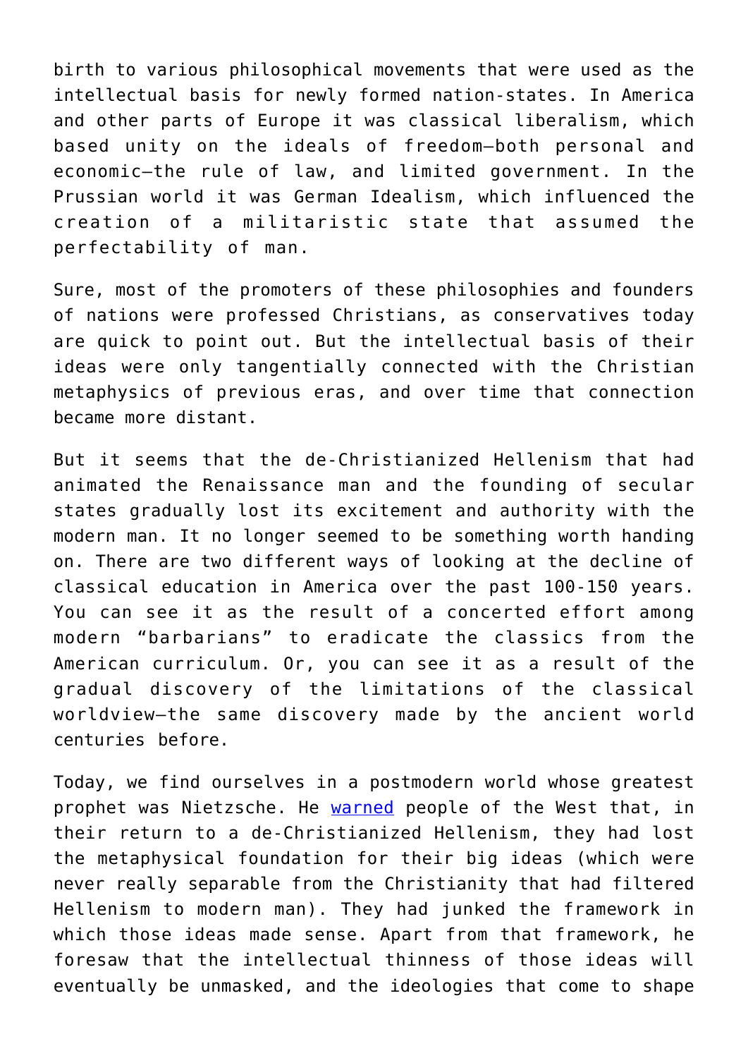birth to various philosophical movements that were used as the intellectual basis for newly formed nation-states. In America and other parts of Europe it was classical liberalism, which based unity on the ideals of freedom—both personal and economic—the rule of law, and limited government. In the Prussian world it was German Idealism, which influenced the creation of a militaristic state that assumed the perfectability of man.

Sure, most of the promoters of these philosophies and founders of nations were professed Christians, as conservatives today are quick to point out. But the intellectual basis of their ideas were only tangentially connected with the Christian metaphysics of previous eras, and over time that connection became more distant.

But it seems that the de-Christianized Hellenism that had animated the Renaissance man and the founding of secular states gradually lost its excitement and authority with the modern man. It no longer seemed to be something worth handing on. There are two different ways of looking at the decline of classical education in America over the past 100-150 years. You can see it as the result of a concerted effort among modern "barbarians" to eradicate the classics from the American curriculum. Or, you can see it as a result of the gradual discovery of the limitations of the classical worldview—the same discovery made by the ancient world centuries before.

Today, we find ourselves in a postmodern world whose greatest prophet was Nietzsche. He warned people of the West that, in their return to a de-Christianized Hellenism, they had lost the metaphysical foundation for their big ideas (which were never really separable from the Christianity that had filtered Hellenism to modern man). They had junked the framework in which those ideas made sense. Apart from that framework, he foresaw that the intellectual thinness of those ideas will eventually be unmasked, and the ideologies that come to shape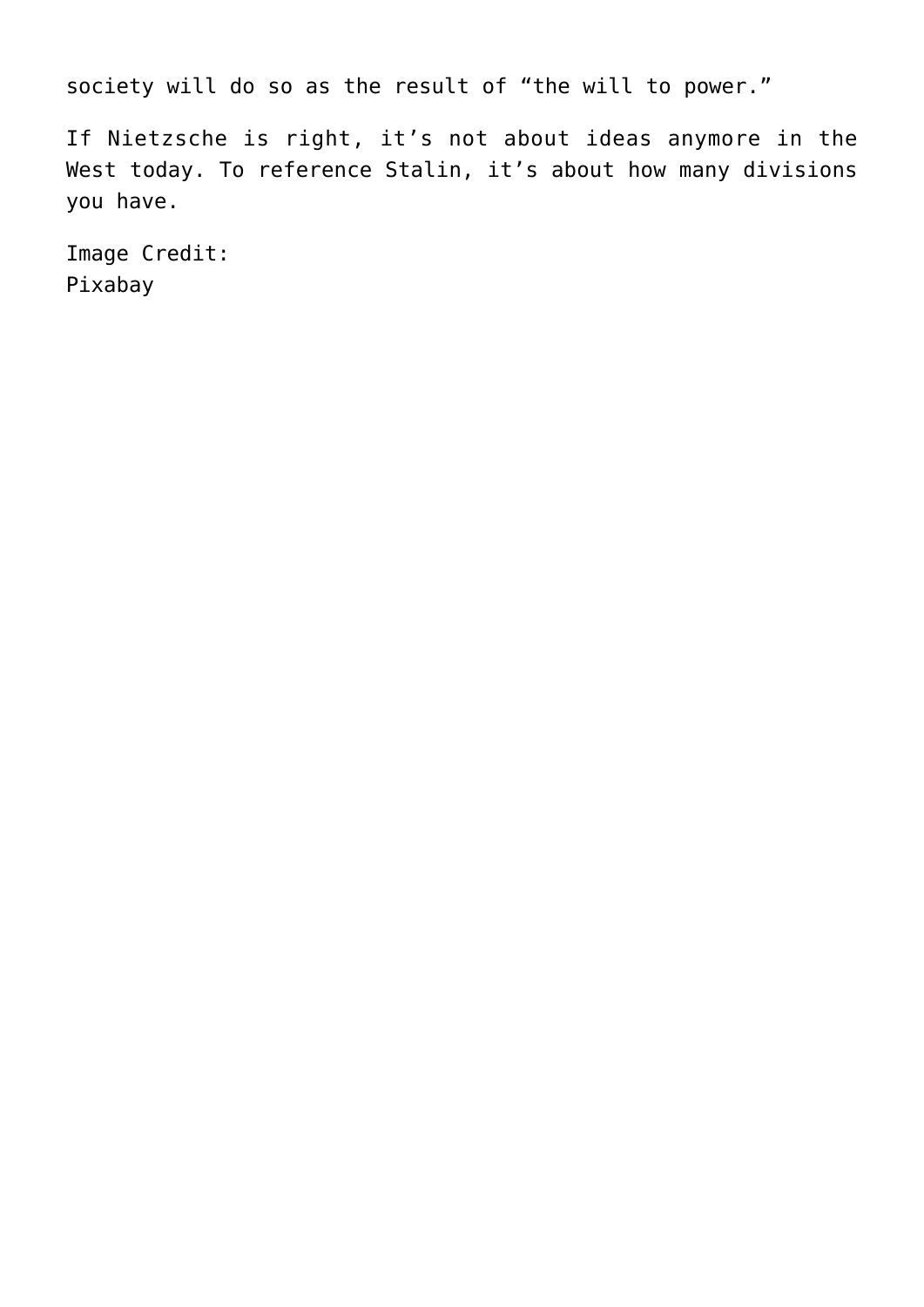society will do so as the result of “the will to power.”

If Nietzsche is right, it’s not about ideas anymore in the West today. To reference Stalin, it’s about how many divisions you have.

Image Credit:
Pixabay